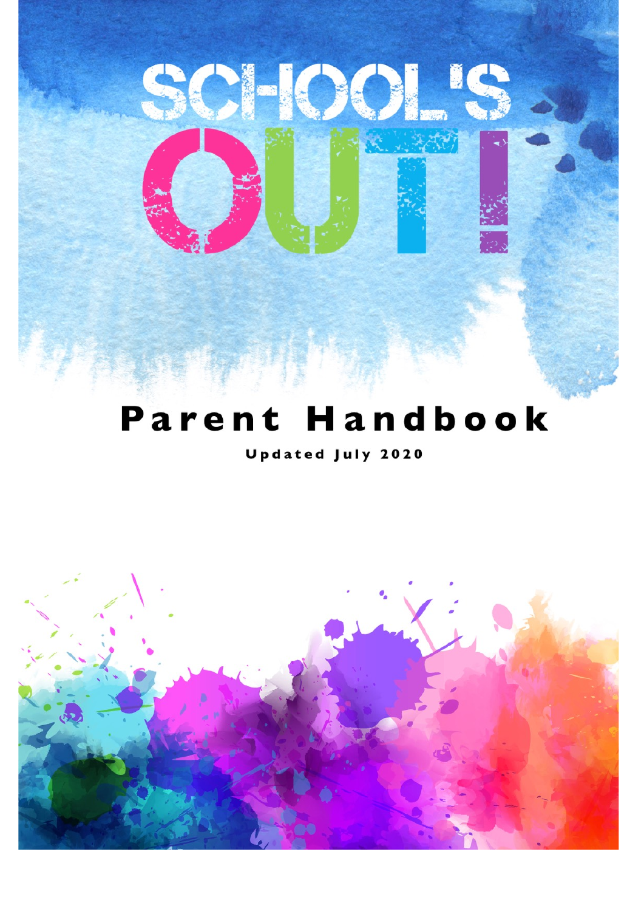# SCHOOL'S OUT!

## Parent Handbook

**Updated July 2020**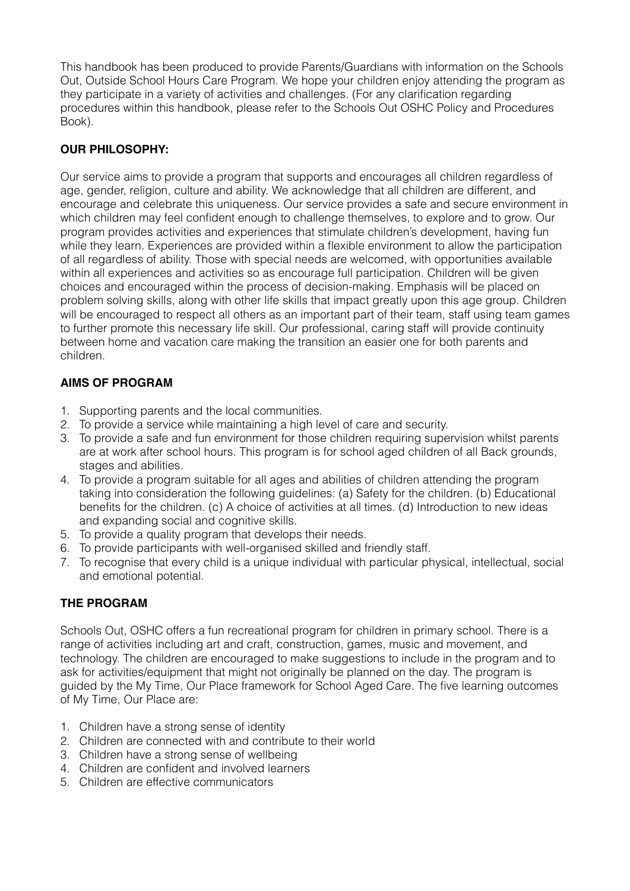This handbook has been produced to provide Parents/Guardians with information on the Schools Out, Outside School Hours Care Program. We hope your children enjoy attending the program as they participate in a variety of activities and challenges. (For any clarification regarding procedures within this handbook, please refer to the Schools Out OSHC Policy and Procedures Book).

## OUR PHILOSOPHY:

Our service aims to provide a program that supports and encourages all children regardless of age, gender, religion, culture and ability. We acknowledge that all children are different, and encourage and celebrate this uniqueness. Our service provides a safe and secure environment in which children may feel confident enough to challenge themselves, to explore and to grow. Our program provides activities and experiences that stimulate children's development, having fun while they learn. Experiences are provided within a flexible environment to allow the participation of all regardless of ability. Those with special needs are welcomed, with opportunities available within all experiences and activities so as encourage full participation. Children will be given choices and encouraged within the process of decision-making. Emphasis will be placed on problem solving skills, along with other life skills that impact greatly upon this age group. Children will be encouraged to respect all others as an important part of their team, staff using team games to further promote this necessary life skill. Our professional, caring staff will provide continuity between home and vacation care making the transition an easier one for both parents and children.

## AIMS OF PROGRAM

1. Supporting parents and the local communities.
2. To provide a service while maintaining a high level of care and security.
3. To provide a safe and fun environment for those children requiring supervision whilst parents are at work after school hours. This program is for school aged children of all Back grounds, stages and abilities.
4. To provide a program suitable for all ages and abilities of children attending the program taking into consideration the following guidelines: (a) Safety for the children. (b) Educational benefits for the children. (c) A choice of activities at all times. (d) Introduction to new ideas and expanding social and cognitive skills.
5. To provide a quality program that develops their needs.
6. To provide participants with well-organised skilled and friendly staff.
7. To recognise that every child is a unique individual with particular physical, intellectual, social and emotional potential.

## THE PROGRAM

Schools Out, OSHC offers a fun recreational program for children in primary school. There is a range of activities including art and craft, construction, games, music and movement, and technology. The children are encouraged to make suggestions to include in the program and to ask for activities/equipment that might not originally be planned on the day. The program is guided by the My Time, Our Place framework for School Aged Care. The five learning outcomes of My Time, Our Place are:

1. Children have a strong sense of identity
2. Children are connected with and contribute to their world
3. Children have a strong sense of wellbeing
4. Children are confident and involved learners
5. Children are effective communicators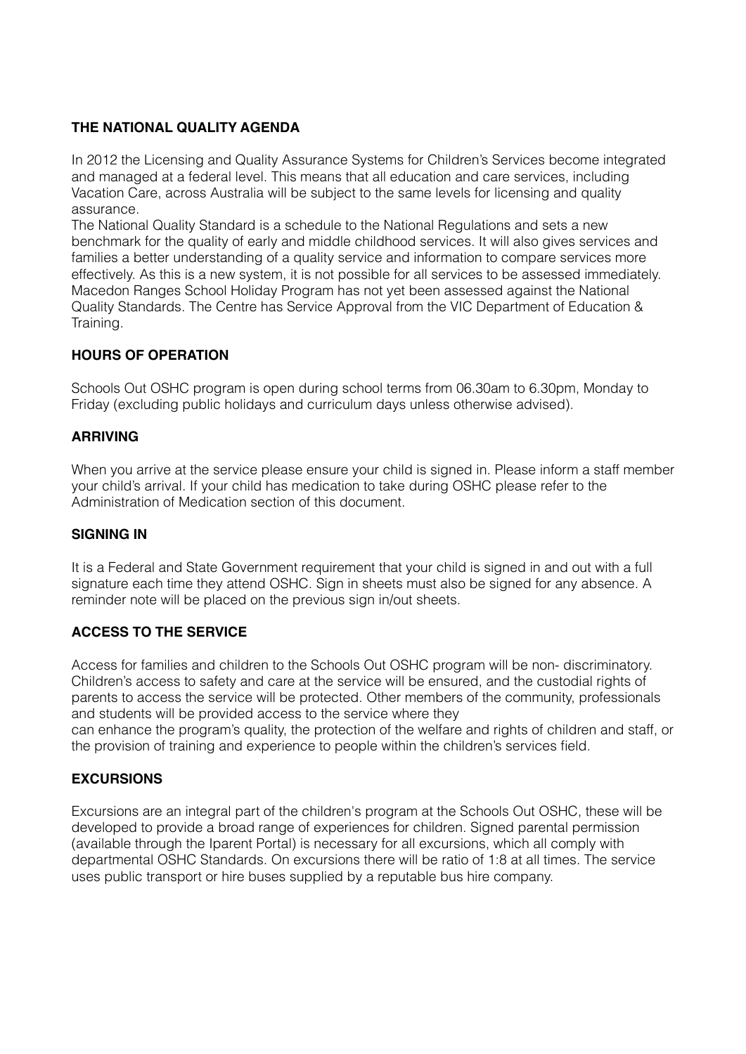**THE NATIONAL QUALITY AGENDA**

In 2012 the Licensing and Quality Assurance Systems for Children's Services become integrated and managed at a federal level. This means that all education and care services, including Vacation Care, across Australia will be subject to the same levels for licensing and quality assurance.
The National Quality Standard is a schedule to the National Regulations and sets a new benchmark for the quality of early and middle childhood services. It will also gives services and families a better understanding of a quality service and information to compare services more effectively. As this is a new system, it is not possible for all services to be assessed immediately. Macedon Ranges School Holiday Program has not yet been assessed against the National Quality Standards. The Centre has Service Approval from the VIC Department of Education & Training.

**HOURS OF OPERATION**

Schools Out OSHC program is open during school terms from 06.30am to 6.30pm, Monday to Friday (excluding public holidays and curriculum days unless otherwise advised).

**ARRIVING**

When you arrive at the service please ensure your child is signed in. Please inform a staff member your child's arrival. If your child has medication to take during OSHC please refer to the Administration of Medication section of this document.

**SIGNING IN**

It is a Federal and State Government requirement that your child is signed in and out with a full signature each time they attend OSHC. Sign in sheets must also be signed for any absence. A reminder note will be placed on the previous sign in/out sheets.

**ACCESS TO THE SERVICE**

Access for families and children to the Schools Out OSHC program will be non- discriminatory. Children's access to safety and care at the service will be ensured, and the custodial rights of parents to access the service will be protected. Other members of the community, professionals and students will be provided access to the service where they
can enhance the program's quality, the protection of the welfare and rights of children and staff, or the provision of training and experience to people within the children's services field.

**EXCURSIONS**

Excursions are an integral part of the children's program at the Schools Out OSHC, these will be developed to provide a broad range of experiences for children. Signed parental permission (available through the Iparent Portal) is necessary for all excursions, which all comply with departmental OSHC Standards. On excursions there will be ratio of 1:8 at all times. The service uses public transport or hire buses supplied by a reputable bus hire company.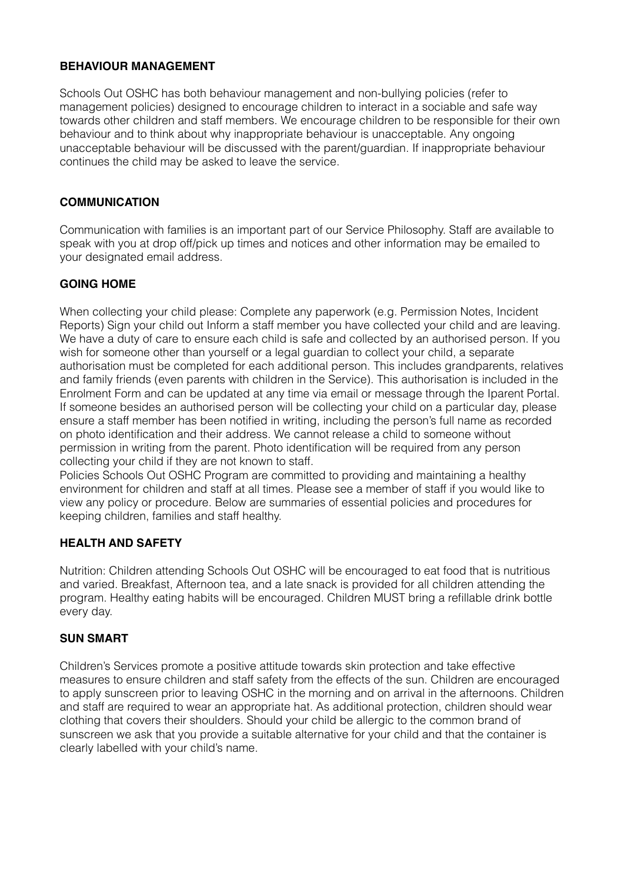## BEHAVIOUR MANAGEMENT

Schools Out OSHC has both behaviour management and non-bullying policies (refer to management policies) designed to encourage children to interact in a sociable and safe way towards other children and staff members. We encourage children to be responsible for their own behaviour and to think about why inappropriate behaviour is unacceptable. Any ongoing unacceptable behaviour will be discussed with the parent/guardian. If inappropriate behaviour continues the child may be asked to leave the service.

## COMMUNICATION

Communication with families is an important part of our Service Philosophy. Staff are available to speak with you at drop off/pick up times and notices and other information may be emailed to your designated email address.

## GOING HOME

When collecting your child please: Complete any paperwork (e.g. Permission Notes, Incident Reports) Sign your child out Inform a staff member you have collected your child and are leaving. We have a duty of care to ensure each child is safe and collected by an authorised person. If you wish for someone other than yourself or a legal guardian to collect your child, a separate authorisation must be completed for each additional person. This includes grandparents, relatives and family friends (even parents with children in the Service). This authorisation is included in the Enrolment Form and can be updated at any time via email or message through the Iparent Portal. If someone besides an authorised person will be collecting your child on a particular day, please ensure a staff member has been notified in writing, including the person's full name as recorded on photo identification and their address. We cannot release a child to someone without permission in writing from the parent. Photo identification will be required from any person collecting your child if they are not known to staff.

Policies Schools Out OSHC Program are committed to providing and maintaining a healthy environment for children and staff at all times. Please see a member of staff if you would like to view any policy or procedure. Below are summaries of essential policies and procedures for keeping children, families and staff healthy.

## HEALTH AND SAFETY

Nutrition: Children attending Schools Out OSHC will be encouraged to eat food that is nutritious and varied. Breakfast, Afternoon tea, and a late snack is provided for all children attending the program. Healthy eating habits will be encouraged. Children MUST bring a refillable drink bottle every day.

## SUN SMART

Children's Services promote a positive attitude towards skin protection and take effective measures to ensure children and staff safety from the effects of the sun. Children are encouraged to apply sunscreen prior to leaving OSHC in the morning and on arrival in the afternoons. Children and staff are required to wear an appropriate hat. As additional protection, children should wear clothing that covers their shoulders. Should your child be allergic to the common brand of sunscreen we ask that you provide a suitable alternative for your child and that the container is clearly labelled with your child's name.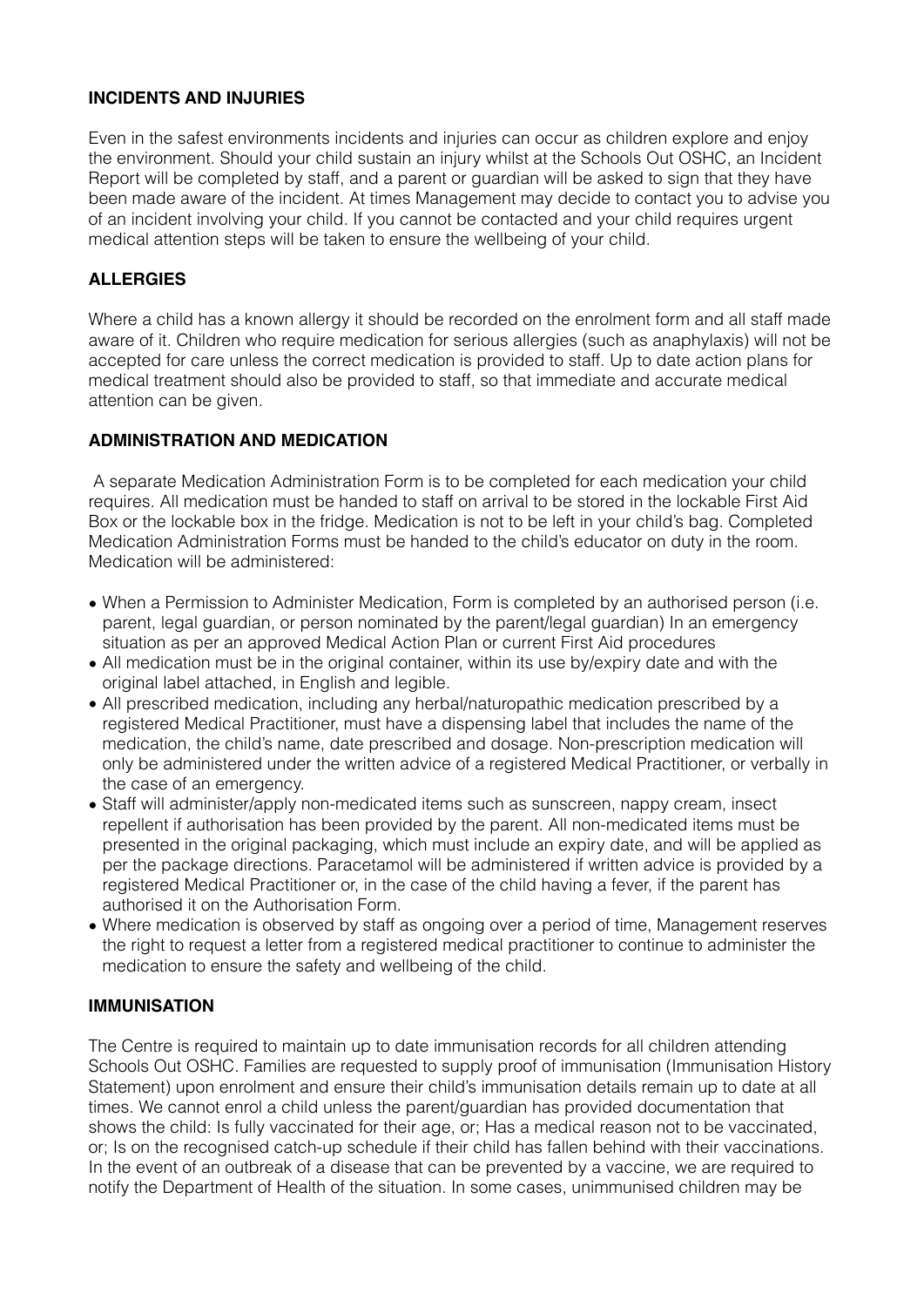## INCIDENTS AND INJURIES

Even in the safest environments incidents and injuries can occur as children explore and enjoy the environment. Should your child sustain an injury whilst at the Schools Out OSHC, an Incident Report will be completed by staff, and a parent or guardian will be asked to sign that they have been made aware of the incident. At times Management may decide to contact you to advise you of an incident involving your child. If you cannot be contacted and your child requires urgent medical attention steps will be taken to ensure the wellbeing of your child.

## ALLERGIES

Where a child has a known allergy it should be recorded on the enrolment form and all staff made aware of it. Children who require medication for serious allergies (such as anaphylaxis) will not be accepted for care unless the correct medication is provided to staff. Up to date action plans for medical treatment should also be provided to staff, so that immediate and accurate medical attention can be given.

## ADMINISTRATION AND MEDICATION

A separate Medication Administration Form is to be completed for each medication your child requires. All medication must be handed to staff on arrival to be stored in the lockable First Aid Box or the lockable box in the fridge. Medication is not to be left in your child's bag. Completed Medication Administration Forms must be handed to the child's educator on duty in the room. Medication will be administered:

- When a Permission to Administer Medication, Form is completed by an authorised person (i.e. parent, legal guardian, or person nominated by the parent/legal guardian) In an emergency situation as per an approved Medical Action Plan or current First Aid procedures
- All medication must be in the original container, within its use by/expiry date and with the original label attached, in English and legible.
- All prescribed medication, including any herbal/naturopathic medication prescribed by a registered Medical Practitioner, must have a dispensing label that includes the name of the medication, the child's name, date prescribed and dosage. Non-prescription medication will only be administered under the written advice of a registered Medical Practitioner, or verbally in the case of an emergency.
- Staff will administer/apply non-medicated items such as sunscreen, nappy cream, insect repellent if authorisation has been provided by the parent. All non-medicated items must be presented in the original packaging, which must include an expiry date, and will be applied as per the package directions. Paracetamol will be administered if written advice is provided by a registered Medical Practitioner or, in the case of the child having a fever, if the parent has authorised it on the Authorisation Form.
- Where medication is observed by staff as ongoing over a period of time, Management reserves the right to request a letter from a registered medical practitioner to continue to administer the medication to ensure the safety and wellbeing of the child.

## IMMUNISATION

The Centre is required to maintain up to date immunisation records for all children attending Schools Out OSHC. Families are requested to supply proof of immunisation (Immunisation History Statement) upon enrolment and ensure their child's immunisation details remain up to date at all times. We cannot enrol a child unless the parent/guardian has provided documentation that shows the child: Is fully vaccinated for their age, or; Has a medical reason not to be vaccinated, or; Is on the recognised catch-up schedule if their child has fallen behind with their vaccinations. In the event of an outbreak of a disease that can be prevented by a vaccine, we are required to notify the Department of Health of the situation. In some cases, unimmunised children may be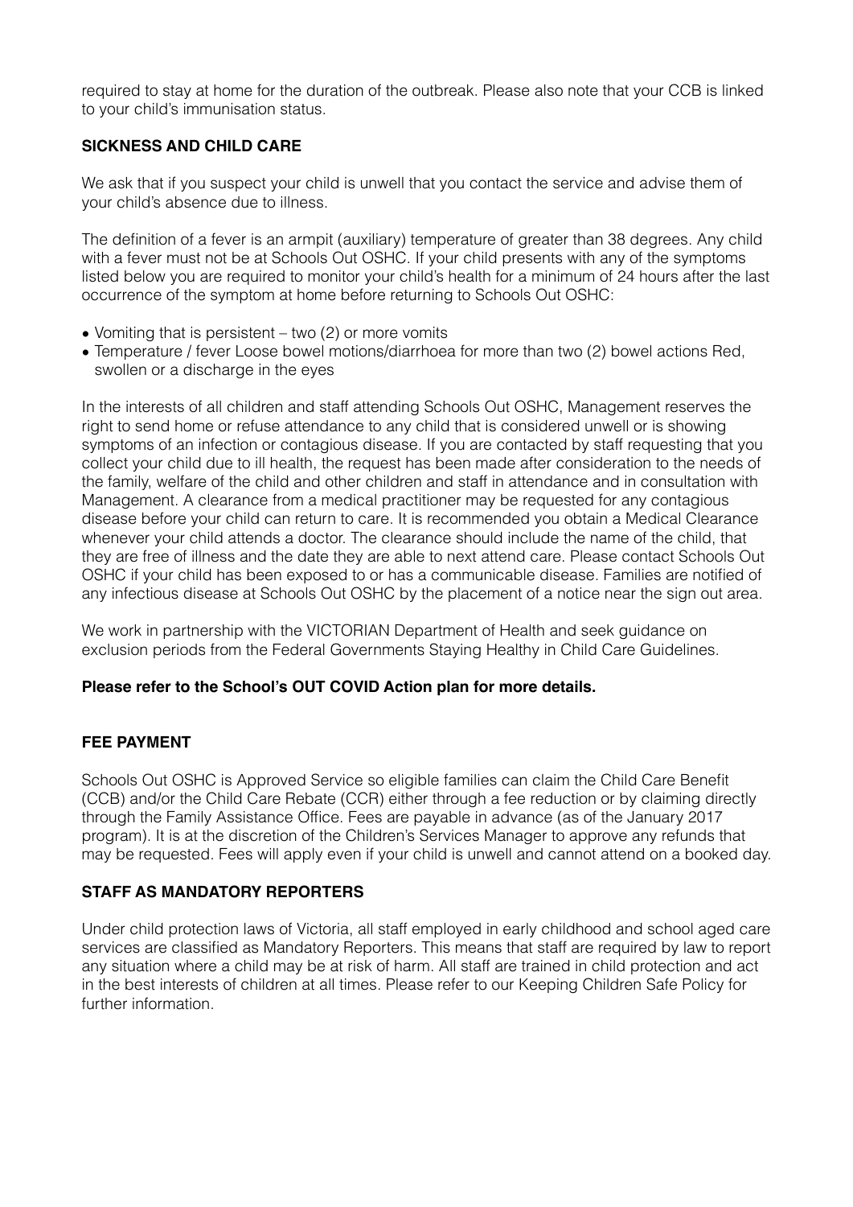required to stay at home for the duration of the outbreak. Please also note that your CCB is linked to your child's immunisation status.

**SICKNESS AND CHILD CARE**

We ask that if you suspect your child is unwell that you contact the service and advise them of your child's absence due to illness.

The definition of a fever is an armpit (auxiliary) temperature of greater than 38 degrees. Any child with a fever must not be at Schools Out OSHC. If your child presents with any of the symptoms listed below you are required to monitor your child's health for a minimum of 24 hours after the last occurrence of the symptom at home before returning to Schools Out OSHC:

- Vomiting that is persistent – two (2) or more vomits
- Temperature / fever Loose bowel motions/diarrhoea for more than two (2) bowel actions Red, swollen or a discharge in the eyes

In the interests of all children and staff attending Schools Out OSHC, Management reserves the right to send home or refuse attendance to any child that is considered unwell or is showing symptoms of an infection or contagious disease. If you are contacted by staff requesting that you collect your child due to ill health, the request has been made after consideration to the needs of the family, welfare of the child and other children and staff in attendance and in consultation with Management. A clearance from a medical practitioner may be requested for any contagious disease before your child can return to care. It is recommended you obtain a Medical Clearance whenever your child attends a doctor. The clearance should include the name of the child, that they are free of illness and the date they are able to next attend care. Please contact Schools Out OSHC if your child has been exposed to or has a communicable disease. Families are notified of any infectious disease at Schools Out OSHC by the placement of a notice near the sign out area.

We work in partnership with the VICTORIAN Department of Health and seek guidance on exclusion periods from the Federal Governments Staying Healthy in Child Care Guidelines.

**Please refer to the School's OUT COVID Action plan for more details.**

**FEE PAYMENT**

Schools Out OSHC is Approved Service so eligible families can claim the Child Care Benefit (CCB) and/or the Child Care Rebate (CCR) either through a fee reduction or by claiming directly through the Family Assistance Office. Fees are payable in advance (as of the January 2017 program). It is at the discretion of the Children's Services Manager to approve any refunds that may be requested. Fees will apply even if your child is unwell and cannot attend on a booked day.

**STAFF AS MANDATORY REPORTERS**

Under child protection laws of Victoria, all staff employed in early childhood and school aged care services are classified as Mandatory Reporters. This means that staff are required by law to report any situation where a child may be at risk of harm. All staff are trained in child protection and act in the best interests of children at all times. Please refer to our Keeping Children Safe Policy for further information.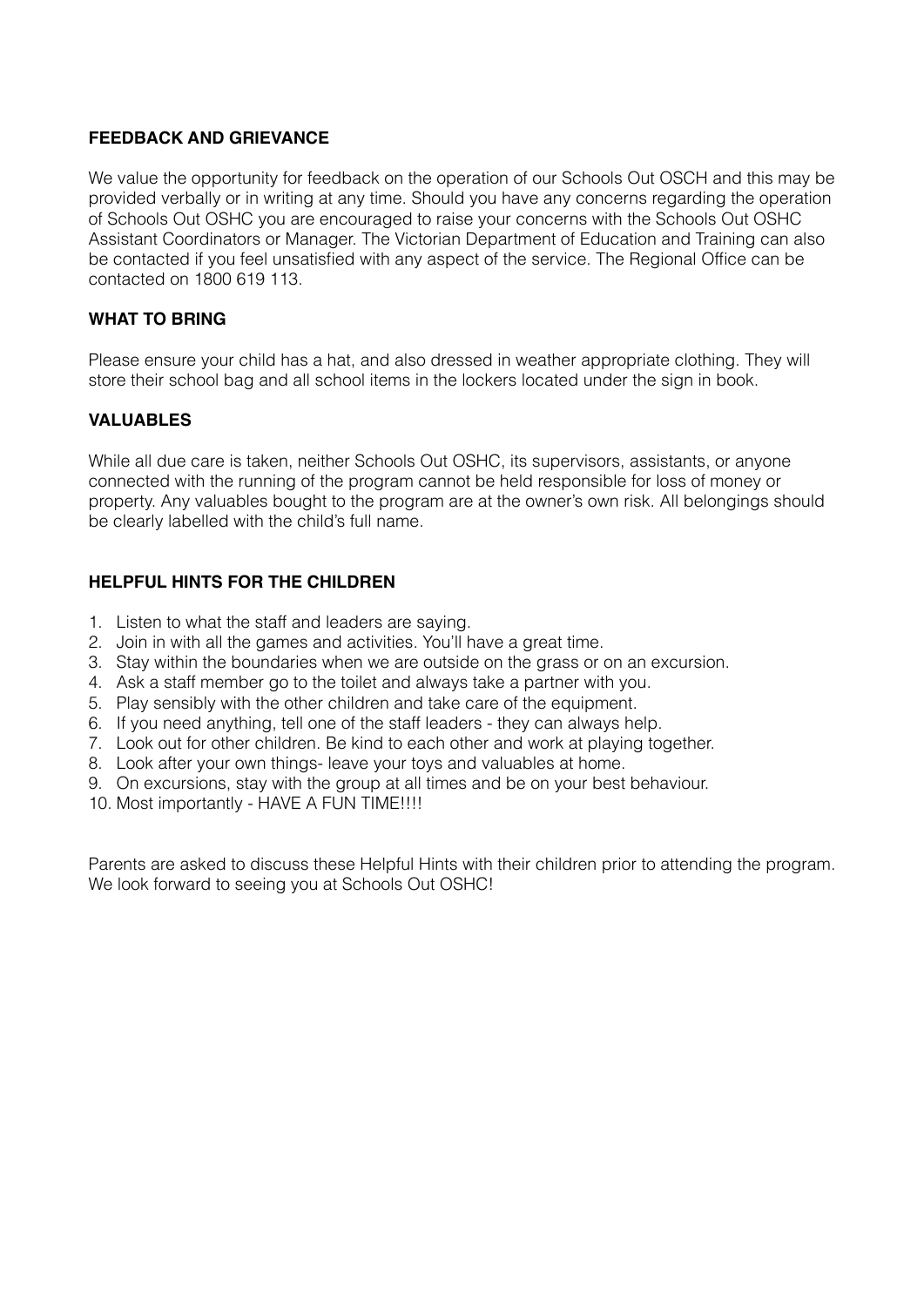**FEEDBACK AND GRIEVANCE**

We value the opportunity for feedback on the operation of our Schools Out OSCH and this may be provided verbally or in writing at any time. Should you have any concerns regarding the operation of Schools Out OSHC you are encouraged to raise your concerns with the Schools Out OSHC Assistant Coordinators or Manager. The Victorian Department of Education and Training can also be contacted if you feel unsatisfied with any aspect of the service. The Regional Office can be contacted on 1800 619 113.

**WHAT TO BRING**

Please ensure your child has a hat, and also dressed in weather appropriate clothing. They will store their school bag and all school items in the lockers located under the sign in book.

**VALUABLES**

While all due care is taken, neither Schools Out OSHC, its supervisors, assistants, or anyone connected with the running of the program cannot be held responsible for loss of money or property. Any valuables bought to the program are at the owner's own risk. All belongings should be clearly labelled with the child's full name.

**HELPFUL HINTS FOR THE CHILDREN**

1. Listen to what the staff and leaders are saying.
2. Join in with all the games and activities. You'll have a great time.
3. Stay within the boundaries when we are outside on the grass or on an excursion.
4. Ask a staff member go to the toilet and always take a partner with you.
5. Play sensibly with the other children and take care of the equipment.
6. If you need anything, tell one of the staff leaders - they can always help.
7. Look out for other children. Be kind to each other and work at playing together.
8. Look after your own things- leave your toys and valuables at home.
9. On excursions, stay with the group at all times and be on your best behaviour.
10. Most importantly - HAVE A FUN TIME!!!!

Parents are asked to discuss these Helpful Hints with their children prior to attending the program. We look forward to seeing you at Schools Out OSHC!